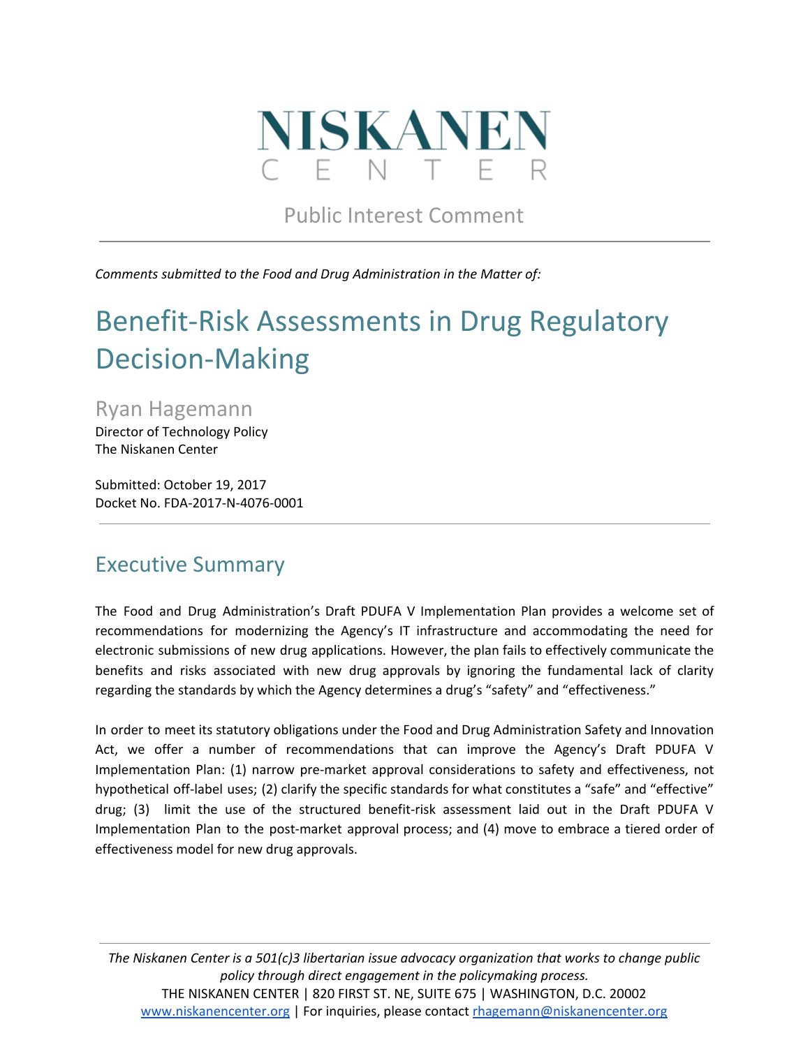# NISKANEN CENTER

Public Interest Comment

*Comments submitted to the Food and Drug Administration in the Matter of:*

# Benefit-Risk Assessments in Drug Regulatory Decision-Making

## Ryan Hagemann

Director of Technology Policy
The Niskanen Center

Submitted: October 19, 2017
Docket No. FDA-2017-N-4076-0001

## Executive Summary

The Food and Drug Administration's Draft PDUFA V Implementation Plan provides a welcome set of recommendations for modernizing the Agency's IT infrastructure and accommodating the need for electronic submissions of new drug applications. However, the plan fails to effectively communicate the benefits and risks associated with new drug approvals by ignoring the fundamental lack of clarity regarding the standards by which the Agency determines a drug's "safety" and "effectiveness."

In order to meet its statutory obligations under the Food and Drug Administration Safety and Innovation Act, we offer a number of recommendations that can improve the Agency's Draft PDUFA V Implementation Plan: (1) narrow pre-market approval considerations to safety and effectiveness, not hypothetical off-label uses; (2) clarify the specific standards for what constitutes a "safe" and "effective" drug; (3) limit the use of the structured benefit-risk assessment laid out in the Draft PDUFA V Implementation Plan to the post-market approval process; and (4) move to embrace a tiered order of effectiveness model for new drug approvals.

*The Niskanen Center is a 501(c)3 libertarian issue advocacy organization that works to change public policy through direct engagement in the policymaking process.*
THE NISKANEN CENTER | 820 FIRST ST. NE, SUITE 675 | WASHINGTON, D.C. 20002
www.niskanencenter.org | For inquiries, please contact rhagemann@niskanencenter.org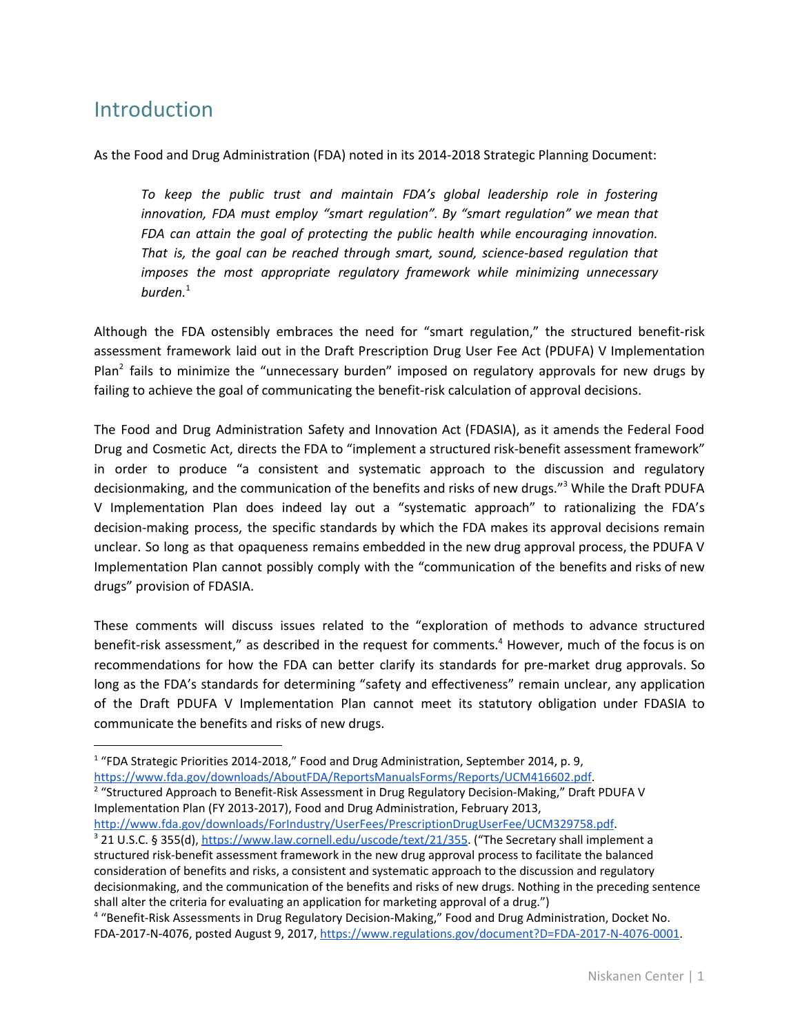# Introduction

As the Food and Drug Administration (FDA) noted in its 2014-2018 Strategic Planning Document:

> *To keep the public trust and maintain FDA's global leadership role in fostering innovation, FDA must employ "smart regulation". By "smart regulation" we mean that FDA can attain the goal of protecting the public health while encouraging innovation. That is, the goal can be reached through smart, sound, science-based regulation that imposes the most appropriate regulatory framework while minimizing unnecessary burden.*[1]

Although the FDA ostensibly embraces the need for "smart regulation," the structured benefit-risk assessment framework laid out in the Draft Prescription Drug User Fee Act (PDUFA) V Implementation Plan[2] fails to minimize the "unnecessary burden" imposed on regulatory approvals for new drugs by failing to achieve the goal of communicating the benefit-risk calculation of approval decisions.

The Food and Drug Administration Safety and Innovation Act (FDASIA), as it amends the Federal Food Drug and Cosmetic Act, directs the FDA to "implement a structured risk-benefit assessment framework" in order to produce "a consistent and systematic approach to the discussion and regulatory decisionmaking, and the communication of the benefits and risks of new drugs."[3] While the Draft PDUFA V Implementation Plan does indeed lay out a "systematic approach" to rationalizing the FDA's decision-making process, the specific standards by which the FDA makes its approval decisions remain unclear. So long as that opaqueness remains embedded in the new drug approval process, the PDUFA V Implementation Plan cannot possibly comply with the "communication of the benefits and risks of new drugs" provision of FDASIA.

These comments will discuss issues related to the "exploration of methods to advance structured benefit-risk assessment," as described in the request for comments.[4] However, much of the focus is on recommendations for how the FDA can better clarify its standards for pre-market drug approvals. So long as the FDA's standards for determining "safety and effectiveness" remain unclear, any application of the Draft PDUFA V Implementation Plan cannot meet its statutory obligation under FDASIA to communicate the benefits and risks of new drugs.

---

[1] "FDA Strategic Priorities 2014-2018," Food and Drug Administration, September 2014, p. 9, https://www.fda.gov/downloads/AboutFDA/ReportsManualsForms/Reports/UCM416602.pdf.

[2] "Structured Approach to Benefit-Risk Assessment in Drug Regulatory Decision-Making," Draft PDUFA V Implementation Plan (FY 2013-2017), Food and Drug Administration, February 2013, http://www.fda.gov/downloads/ForIndustry/UserFees/PrescriptionDrugUserFee/UCM329758.pdf.

[3] 21 U.S.C. § 355(d), https://www.law.cornell.edu/uscode/text/21/355. ("The Secretary shall implement a structured risk-benefit assessment framework in the new drug approval process to facilitate the balanced consideration of benefits and risks, a consistent and systematic approach to the discussion and regulatory decisionmaking, and the communication of the benefits and risks of new drugs. Nothing in the preceding sentence shall alter the criteria for evaluating an application for marketing approval of a drug.")

[4] "Benefit-Risk Assessments in Drug Regulatory Decision-Making," Food and Drug Administration, Docket No. FDA-2017-N-4076, posted August 9, 2017, https://www.regulations.gov/document?D=FDA-2017-N-4076-0001.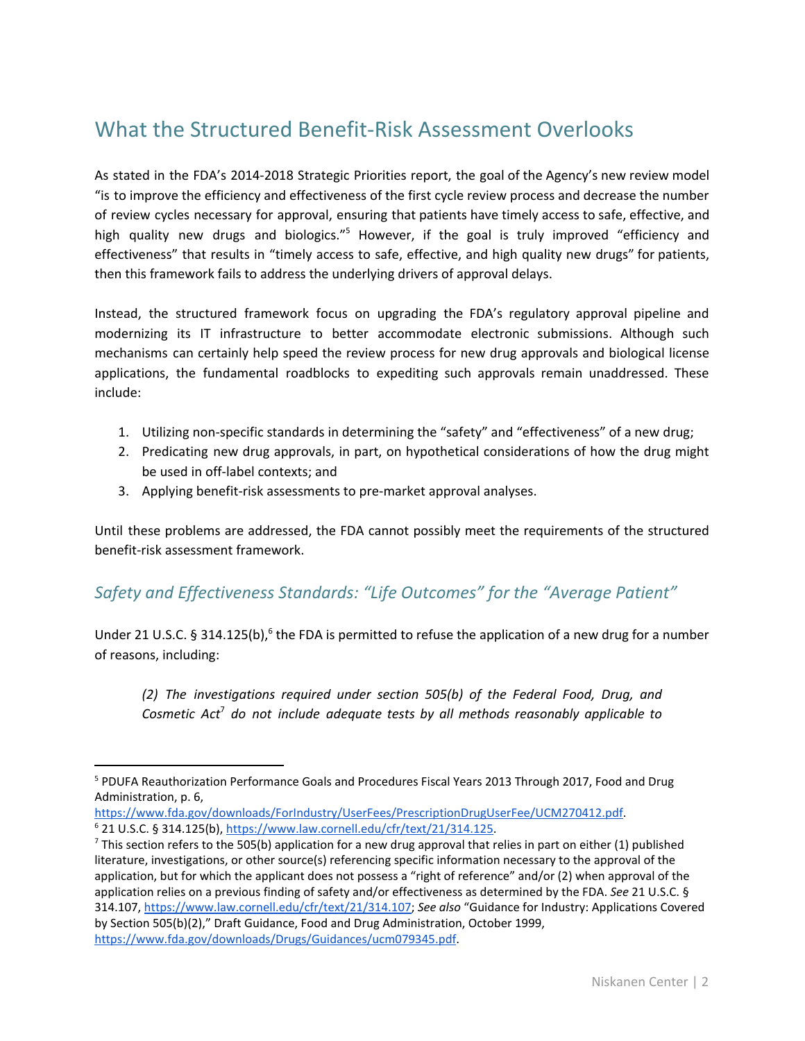## What the Structured Benefit-Risk Assessment Overlooks

As stated in the FDA's 2014-2018 Strategic Priorities report, the goal of the Agency's new review model "is to improve the efficiency and effectiveness of the first cycle review process and decrease the number of review cycles necessary for approval, ensuring that patients have timely access to safe, effective, and high quality new drugs and biologics."[5] However, if the goal is truly improved "efficiency and effectiveness" that results in "timely access to safe, effective, and high quality new drugs" for patients, then this framework fails to address the underlying drivers of approval delays.

Instead, the structured framework focus on upgrading the FDA's regulatory approval pipeline and modernizing its IT infrastructure to better accommodate electronic submissions. Although such mechanisms can certainly help speed the review process for new drug approvals and biological license applications, the fundamental roadblocks to expediting such approvals remain unaddressed. These include:

1. Utilizing non-specific standards in determining the "safety" and "effectiveness" of a new drug;
2. Predicating new drug approvals, in part, on hypothetical considerations of how the drug might be used in off-label contexts; and
3. Applying benefit-risk assessments to pre-market approval analyses.

Until these problems are addressed, the FDA cannot possibly meet the requirements of the structured benefit-risk assessment framework.

### *Safety and Effectiveness Standards: "Life Outcomes" for the "Average Patient"*

Under 21 U.S.C. § 314.125(b),[6] the FDA is permitted to refuse the application of a new drug for a number of reasons, including:

> *(2) The investigations required under section 505(b) of the Federal Food, Drug, and Cosmetic Act*[7] *do not include adequate tests by all methods reasonably applicable to*

---

[5] PDUFA Reauthorization Performance Goals and Procedures Fiscal Years 2013 Through 2017, Food and Drug Administration, p. 6, https://www.fda.gov/downloads/ForIndustry/UserFees/PrescriptionDrugUserFee/UCM270412.pdf.

[6] 21 U.S.C. § 314.125(b), https://www.law.cornell.edu/cfr/text/21/314.125.

[7] This section refers to the 505(b) application for a new drug approval that relies in part on either (1) published literature, investigations, or other source(s) referencing specific information necessary to the approval of the application, but for which the applicant does not possess a "right of reference" and/or (2) when approval of the application relies on a previous finding of safety and/or effectiveness as determined by the FDA. *See* 21 U.S.C. § 314.107, https://www.law.cornell.edu/cfr/text/21/314.107; *See also* "Guidance for Industry: Applications Covered by Section 505(b)(2)," Draft Guidance, Food and Drug Administration, October 1999, https://www.fda.gov/downloads/Drugs/Guidances/ucm079345.pdf.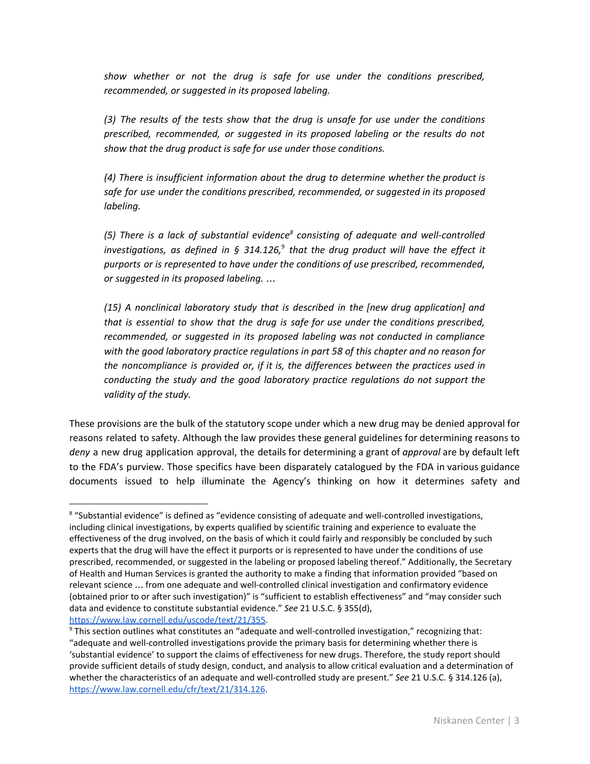*show whether or not the drug is safe for use under the conditions prescribed, recommended, or suggested in its proposed labeling.*

*(3) The results of the tests show that the drug is unsafe for use under the conditions prescribed, recommended, or suggested in its proposed labeling or the results do not show that the drug product is safe for use under those conditions.*

*(4) There is insufficient information about the drug to determine whether the product is safe for use under the conditions prescribed, recommended, or suggested in its proposed labeling.*

*(5) There is a lack of substantial evidence[8] consisting of adequate and well-controlled investigations, as defined in § 314.126,[9] that the drug product will have the effect it purports or is represented to have under the conditions of use prescribed, recommended, or suggested in its proposed labeling. …*

*(15) A nonclinical laboratory study that is described in the [new drug application] and that is essential to show that the drug is safe for use under the conditions prescribed, recommended, or suggested in its proposed labeling was not conducted in compliance with the good laboratory practice regulations in part 58 of this chapter and no reason for the noncompliance is provided or, if it is, the differences between the practices used in conducting the study and the good laboratory practice regulations do not support the validity of the study.*

These provisions are the bulk of the statutory scope under which a new drug may be denied approval for reasons related to safety. Although the law provides these general guidelines for determining reasons to *deny* a new drug application approval, the details for determining a grant of *approval* are by default left to the FDA's purview. Those specifics have been disparately catalogued by the FDA in various guidance documents issued to help illuminate the Agency's thinking on how it determines safety and

---

[8] "Substantial evidence" is defined as "evidence consisting of adequate and well-controlled investigations, including clinical investigations, by experts qualified by scientific training and experience to evaluate the effectiveness of the drug involved, on the basis of which it could fairly and responsibly be concluded by such experts that the drug will have the effect it purports or is represented to have under the conditions of use prescribed, recommended, or suggested in the labeling or proposed labeling thereof." Additionally, the Secretary of Health and Human Services is granted the authority to make a finding that information provided "based on relevant science … from one adequate and well-controlled clinical investigation and confirmatory evidence (obtained prior to or after such investigation)" is "sufficient to establish effectiveness" and "may consider such data and evidence to constitute substantial evidence." *See* 21 U.S.C. § 355(d), https://www.law.cornell.edu/uscode/text/21/355.

[9] This section outlines what constitutes an "adequate and well-controlled investigation," recognizing that: "adequate and well-controlled investigations provide the primary basis for determining whether there is 'substantial evidence' to support the claims of effectiveness for new drugs. Therefore, the study report should provide sufficient details of study design, conduct, and analysis to allow critical evaluation and a determination of whether the characteristics of an adequate and well-controlled study are present." *See* 21 U.S.C. § 314.126 (a), https://www.law.cornell.edu/cfr/text/21/314.126.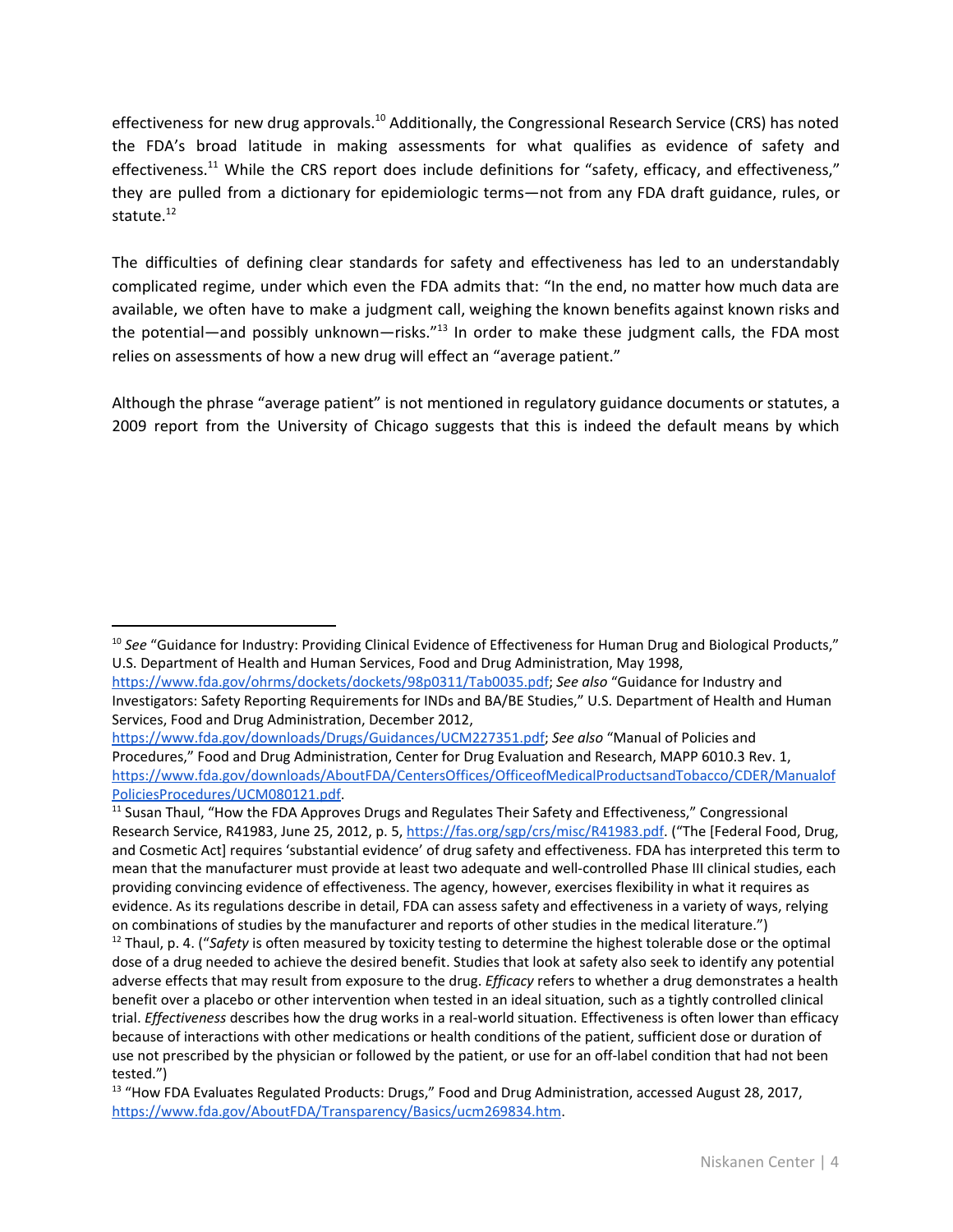effectiveness for new drug approvals.[10] Additionally, the Congressional Research Service (CRS) has noted the FDA's broad latitude in making assessments for what qualifies as evidence of safety and effectiveness.[11] While the CRS report does include definitions for "safety, efficacy, and effectiveness," they are pulled from a dictionary for epidemiologic terms—not from any FDA draft guidance, rules, or statute.[12]

The difficulties of defining clear standards for safety and effectiveness has led to an understandably complicated regime, under which even the FDA admits that: "In the end, no matter how much data are available, we often have to make a judgment call, weighing the known benefits against known risks and the potential—and possibly unknown—risks."[13] In order to make these judgment calls, the FDA most relies on assessments of how a new drug will effect an "average patient."

Although the phrase "average patient" is not mentioned in regulatory guidance documents or statutes, a 2009 report from the University of Chicago suggests that this is indeed the default means by which

---

[10] *See* "Guidance for Industry: Providing Clinical Evidence of Effectiveness for Human Drug and Biological Products," U.S. Department of Health and Human Services, Food and Drug Administration, May 1998, https://www.fda.gov/ohrms/dockets/dockets/98p0311/Tab0035.pdf; *See also* "Guidance for Industry and Investigators: Safety Reporting Requirements for INDs and BA/BE Studies," U.S. Department of Health and Human Services, Food and Drug Administration, December 2012, https://www.fda.gov/downloads/Drugs/Guidances/UCM227351.pdf; *See also* "Manual of Policies and Procedures," Food and Drug Administration, Center for Drug Evaluation and Research, MAPP 6010.3 Rev. 1, https://www.fda.gov/downloads/AboutFDA/CentersOffices/OfficeofMedicalProductsandTobacco/CDER/ManualofPoliciesProcedures/UCM080121.pdf.

[11] Susan Thaul, "How the FDA Approves Drugs and Regulates Their Safety and Effectiveness," Congressional Research Service, R41983, June 25, 2012, p. 5, https://fas.org/sgp/crs/misc/R41983.pdf. ("The [Federal Food, Drug, and Cosmetic Act] requires 'substantial evidence' of drug safety and effectiveness. FDA has interpreted this term to mean that the manufacturer must provide at least two adequate and well-controlled Phase III clinical studies, each providing convincing evidence of effectiveness. The agency, however, exercises flexibility in what it requires as evidence. As its regulations describe in detail, FDA can assess safety and effectiveness in a variety of ways, relying on combinations of studies by the manufacturer and reports of other studies in the medical literature.")

[12] Thaul, p. 4. ("*Safety* is often measured by toxicity testing to determine the highest tolerable dose or the optimal dose of a drug needed to achieve the desired benefit. Studies that look at safety also seek to identify any potential adverse effects that may result from exposure to the drug. *Efficacy* refers to whether a drug demonstrates a health benefit over a placebo or other intervention when tested in an ideal situation, such as a tightly controlled clinical trial. *Effectiveness* describes how the drug works in a real-world situation. Effectiveness is often lower than efficacy because of interactions with other medications or health conditions of the patient, sufficient dose or duration of use not prescribed by the physician or followed by the patient, or use for an off-label condition that had not been tested.")

[13] "How FDA Evaluates Regulated Products: Drugs," Food and Drug Administration, accessed August 28, 2017, https://www.fda.gov/AboutFDA/Transparency/Basics/ucm269834.htm.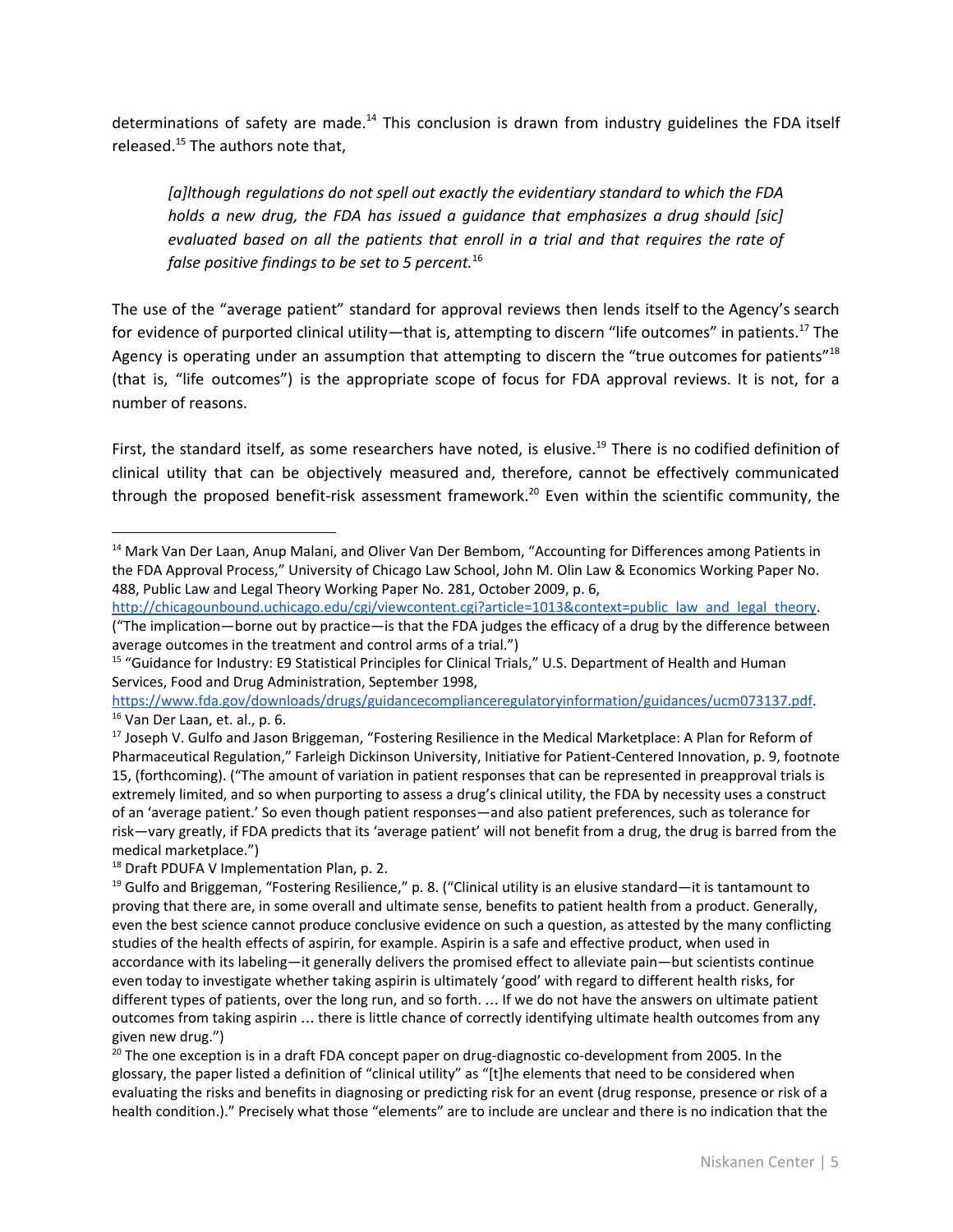determinations of safety are made.[14] This conclusion is drawn from industry guidelines the FDA itself released.[15] The authors note that,

> *[a]lthough regulations do not spell out exactly the evidentiary standard to which the FDA holds a new drug, the FDA has issued a guidance that emphasizes a drug should [sic] evaluated based on all the patients that enroll in a trial and that requires the rate of false positive findings to be set to 5 percent.*[16]

The use of the "average patient" standard for approval reviews then lends itself to the Agency's search for evidence of purported clinical utility—that is, attempting to discern "life outcomes" in patients.[17] The Agency is operating under an assumption that attempting to discern the "true outcomes for patients"[18] (that is, "life outcomes") is the appropriate scope of focus for FDA approval reviews. It is not, for a number of reasons.

First, the standard itself, as some researchers have noted, is elusive.[19] There is no codified definition of clinical utility that can be objectively measured and, therefore, cannot be effectively communicated through the proposed benefit-risk assessment framework.[20] Even within the scientific community, the

---

[14] Mark Van Der Laan, Anup Malani, and Oliver Van Der Bembom, "Accounting for Differences among Patients in the FDA Approval Process," University of Chicago Law School, John M. Olin Law & Economics Working Paper No. 488, Public Law and Legal Theory Working Paper No. 281, October 2009, p. 6, http://chicagounbound.uchicago.edu/cgi/viewcontent.cgi?article=1013&context=public_law_and_legal_theory. ("The implication—borne out by practice—is that the FDA judges the efficacy of a drug by the difference between average outcomes in the treatment and control arms of a trial.")

[15] "Guidance for Industry: E9 Statistical Principles for Clinical Trials," U.S. Department of Health and Human Services, Food and Drug Administration, September 1998, https://www.fda.gov/downloads/drugs/guidancecomplianceregulatoryinformation/guidances/ucm073137.pdf.

[16] Van Der Laan, et. al., p. 6.

[17] Joseph V. Gulfo and Jason Briggeman, "Fostering Resilience in the Medical Marketplace: A Plan for Reform of Pharmaceutical Regulation," Farleigh Dickinson University, Initiative for Patient-Centered Innovation, p. 9, footnote 15, (forthcoming). ("The amount of variation in patient responses that can be represented in preapproval trials is extremely limited, and so when purporting to assess a drug's clinical utility, the FDA by necessity uses a construct of an 'average patient.' So even though patient responses—and also patient preferences, such as tolerance for risk—vary greatly, if FDA predicts that its 'average patient' will not benefit from a drug, the drug is barred from the medical marketplace.")

[18] Draft PDUFA V Implementation Plan, p. 2.

[19] Gulfo and Briggeman, "Fostering Resilience," p. 8. ("Clinical utility is an elusive standard—it is tantamount to proving that there are, in some overall and ultimate sense, benefits to patient health from a product. Generally, even the best science cannot produce conclusive evidence on such a question, as attested by the many conflicting studies of the health effects of aspirin, for example. Aspirin is a safe and effective product, when used in accordance with its labeling—it generally delivers the promised effect to alleviate pain—but scientists continue even today to investigate whether taking aspirin is ultimately 'good' with regard to different health risks, for different types of patients, over the long run, and so forth. … If we do not have the answers on ultimate patient outcomes from taking aspirin … there is little chance of correctly identifying ultimate health outcomes from any given new drug.")

[20] The one exception is in a draft FDA concept paper on drug-diagnostic co-development from 2005. In the glossary, the paper listed a definition of "clinical utility" as "[t]he elements that need to be considered when evaluating the risks and benefits in diagnosing or predicting risk for an event (drug response, presence or risk of a health condition.)." Precisely what those "elements" are to include are unclear and there is no indication that the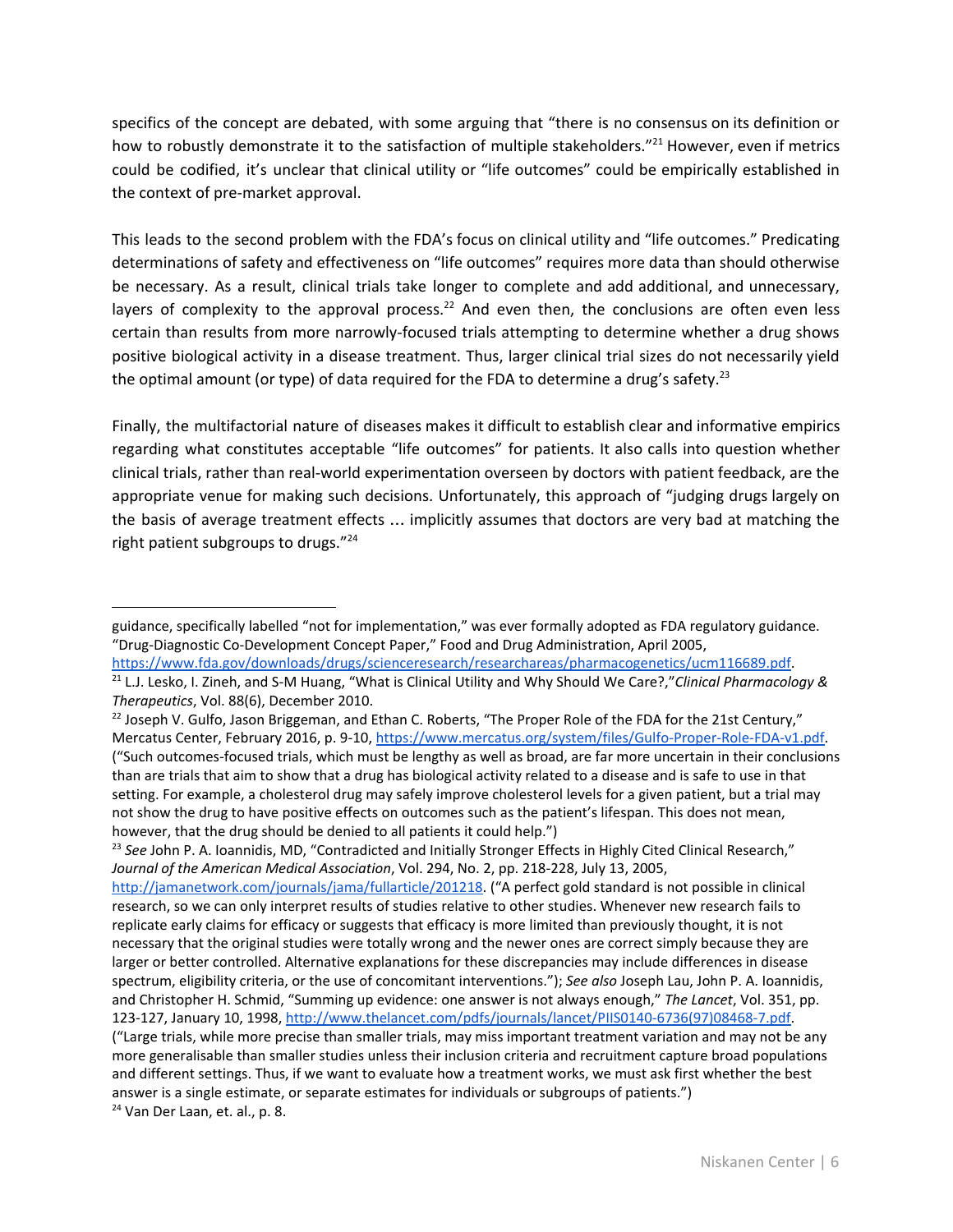specifics of the concept are debated, with some arguing that "there is no consensus on its definition or how to robustly demonstrate it to the satisfaction of multiple stakeholders."[21] However, even if metrics could be codified, it's unclear that clinical utility or "life outcomes" could be empirically established in the context of pre-market approval.

This leads to the second problem with the FDA's focus on clinical utility and "life outcomes." Predicating determinations of safety and effectiveness on "life outcomes" requires more data than should otherwise be necessary. As a result, clinical trials take longer to complete and add additional, and unnecessary, layers of complexity to the approval process.[22] And even then, the conclusions are often even less certain than results from more narrowly-focused trials attempting to determine whether a drug shows positive biological activity in a disease treatment. Thus, larger clinical trial sizes do not necessarily yield the optimal amount (or type) of data required for the FDA to determine a drug's safety.[23]

Finally, the multifactorial nature of diseases makes it difficult to establish clear and informative empirics regarding what constitutes acceptable "life outcomes" for patients. It also calls into question whether clinical trials, rather than real-world experimentation overseen by doctors with patient feedback, are the appropriate venue for making such decisions. Unfortunately, this approach of "judging drugs largely on the basis of average treatment effects … implicitly assumes that doctors are very bad at matching the right patient subgroups to drugs."[24]

---

guidance, specifically labelled "not for implementation," was ever formally adopted as FDA regulatory guidance. "Drug-Diagnostic Co-Development Concept Paper," Food and Drug Administration, April 2005, https://www.fda.gov/downloads/drugs/scienceresearch/researchareas/pharmacogenetics/ucm116689.pdf.

[21] L.J. Lesko, I. Zineh, and S-M Huang, "What is Clinical Utility and Why Should We Care?," *Clinical Pharmacology & Therapeutics*, Vol. 88(6), December 2010.

[22] Joseph V. Gulfo, Jason Briggeman, and Ethan C. Roberts, "The Proper Role of the FDA for the 21st Century," Mercatus Center, February 2016, p. 9-10, https://www.mercatus.org/system/files/Gulfo-Proper-Role-FDA-v1.pdf. ("Such outcomes-focused trials, which must be lengthy as well as broad, are far more uncertain in their conclusions than are trials that aim to show that a drug has biological activity related to a disease and is safe to use in that setting. For example, a cholesterol drug may safely improve cholesterol levels for a given patient, but a trial may not show the drug to have positive effects on outcomes such as the patient's lifespan. This does not mean, however, that the drug should be denied to all patients it could help.")

[23] *See* John P. A. Ioannidis, MD, "Contradicted and Initially Stronger Effects in Highly Cited Clinical Research," *Journal of the American Medical Association*, Vol. 294, No. 2, pp. 218-228, July 13, 2005, http://jamanetwork.com/journals/jama/fullarticle/201218. ("A perfect gold standard is not possible in clinical research, so we can only interpret results of studies relative to other studies. Whenever new research fails to replicate early claims for efficacy or suggests that efficacy is more limited than previously thought, it is not necessary that the original studies were totally wrong and the newer ones are correct simply because they are larger or better controlled. Alternative explanations for these discrepancies may include differences in disease spectrum, eligibility criteria, or the use of concomitant interventions."); *See also* Joseph Lau, John P. A. Ioannidis, and Christopher H. Schmid, "Summing up evidence: one answer is not always enough," *The Lancet*, Vol. 351, pp. 123-127, January 10, 1998, http://www.thelancet.com/pdfs/journals/lancet/PIIS0140-6736(97)08468-7.pdf. ("Large trials, while more precise than smaller trials, may miss important treatment variation and may not be any more generalisable than smaller studies unless their inclusion criteria and recruitment capture broad populations and different settings. Thus, if we want to evaluate how a treatment works, we must ask first whether the best answer is a single estimate, or separate estimates for individuals or subgroups of patients.")

[24] Van Der Laan, et. al., p. 8.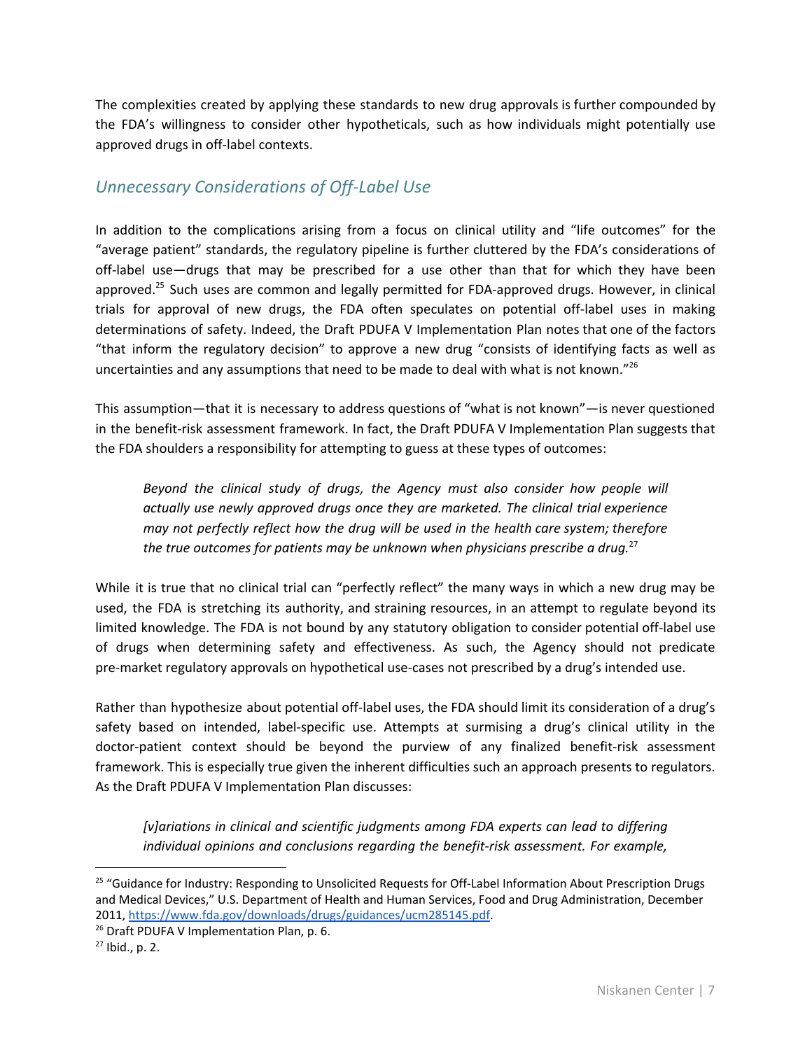The complexities created by applying these standards to new drug approvals is further compounded by the FDA's willingness to consider other hypotheticals, such as how individuals might potentially use approved drugs in off-label contexts.

## *Unnecessary Considerations of Off-Label Use*

In addition to the complications arising from a focus on clinical utility and "life outcomes" for the "average patient" standards, the regulatory pipeline is further cluttered by the FDA's considerations of off-label use—drugs that may be prescribed for a use other than that for which they have been approved.[25] Such uses are common and legally permitted for FDA-approved drugs. However, in clinical trials for approval of new drugs, the FDA often speculates on potential off-label uses in making determinations of safety. Indeed, the Draft PDUFA V Implementation Plan notes that one of the factors "that inform the regulatory decision" to approve a new drug "consists of identifying facts as well as uncertainties and any assumptions that need to be made to deal with what is not known."[26]

This assumption—that it is necessary to address questions of "what is not known"—is never questioned in the benefit-risk assessment framework. In fact, the Draft PDUFA V Implementation Plan suggests that the FDA shoulders a responsibility for attempting to guess at these types of outcomes:

> *Beyond the clinical study of drugs, the Agency must also consider how people will actually use newly approved drugs once they are marketed. The clinical trial experience may not perfectly reflect how the drug will be used in the health care system; therefore the true outcomes for patients may be unknown when physicians prescribe a drug.*[27]

While it is true that no clinical trial can "perfectly reflect" the many ways in which a new drug may be used, the FDA is stretching its authority, and straining resources, in an attempt to regulate beyond its limited knowledge. The FDA is not bound by any statutory obligation to consider potential off-label use of drugs when determining safety and effectiveness. As such, the Agency should not predicate pre-market regulatory approvals on hypothetical use-cases not prescribed by a drug's intended use.

Rather than hypothesize about potential off-label uses, the FDA should limit its consideration of a drug's safety based on intended, label-specific use. Attempts at surmising a drug's clinical utility in the doctor-patient context should be beyond the purview of any finalized benefit-risk assessment framework. This is especially true given the inherent difficulties such an approach presents to regulators. As the Draft PDUFA V Implementation Plan discusses:

> *[v]ariations in clinical and scientific judgments among FDA experts can lead to differing individual opinions and conclusions regarding the benefit-risk assessment. For example,*

---

[25] "Guidance for Industry: Responding to Unsolicited Requests for Off-Label Information About Prescription Drugs and Medical Devices," U.S. Department of Health and Human Services, Food and Drug Administration, December 2011, https://www.fda.gov/downloads/drugs/guidances/ucm285145.pdf.

[26] Draft PDUFA V Implementation Plan, p. 6.

[27] Ibid., p. 2.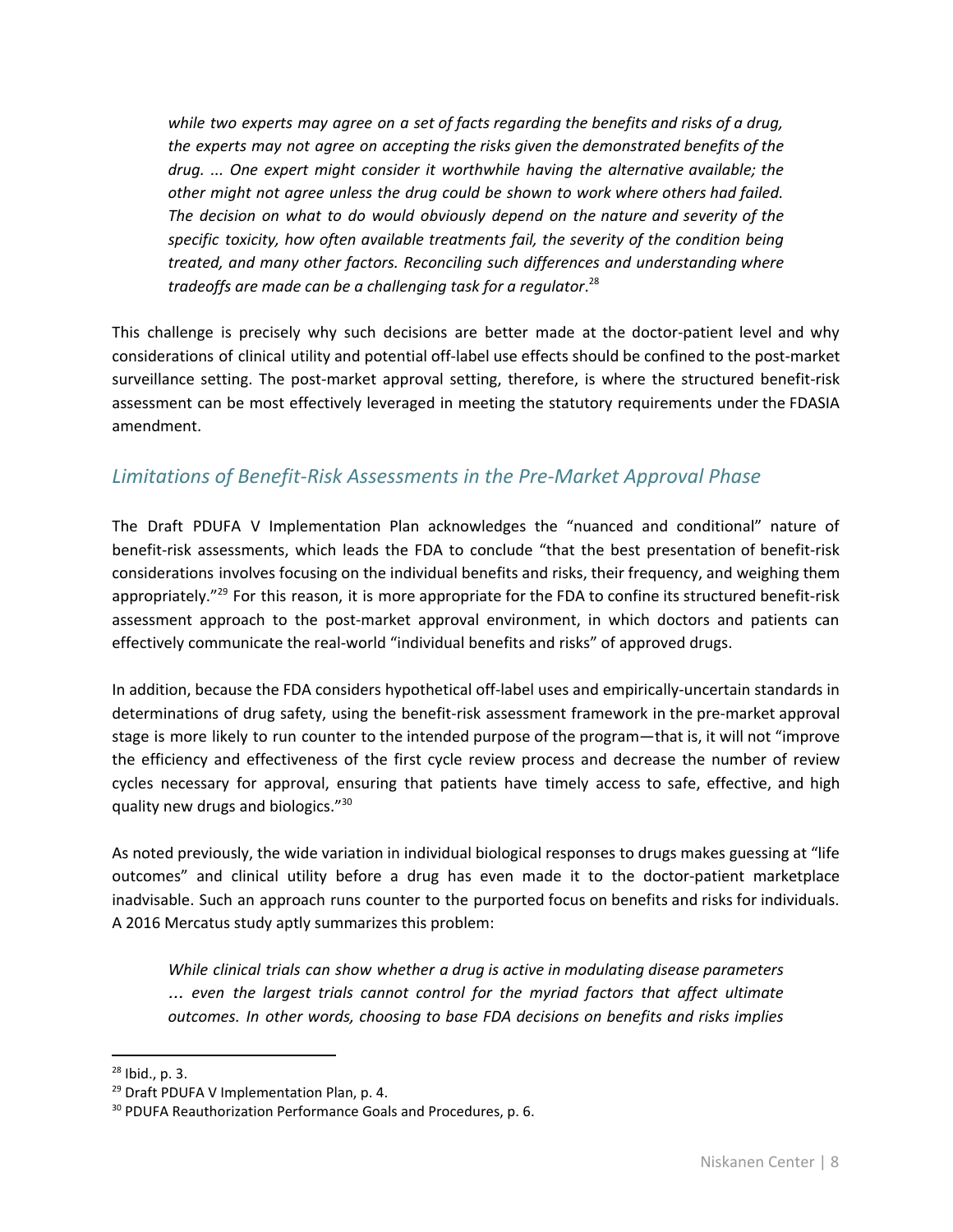> *while two experts may agree on a set of facts regarding the benefits and risks of a drug, the experts may not agree on accepting the risks given the demonstrated benefits of the drug. ... One expert might consider it worthwhile having the alternative available; the other might not agree unless the drug could be shown to work where others had failed. The decision on what to do would obviously depend on the nature and severity of the specific toxicity, how often available treatments fail, the severity of the condition being treated, and many other factors. Reconciling such differences and understanding where tradeoffs are made can be a challenging task for a regulator*.[28]

This challenge is precisely why such decisions are better made at the doctor-patient level and why considerations of clinical utility and potential off-label use effects should be confined to the post-market surveillance setting. The post-market approval setting, therefore, is where the structured benefit-risk assessment can be most effectively leveraged in meeting the statutory requirements under the FDASIA amendment.

## *Limitations of Benefit-Risk Assessments in the Pre-Market Approval Phase*

The Draft PDUFA V Implementation Plan acknowledges the "nuanced and conditional" nature of benefit-risk assessments, which leads the FDA to conclude "that the best presentation of benefit-risk considerations involves focusing on the individual benefits and risks, their frequency, and weighing them appropriately."[29] For this reason, it is more appropriate for the FDA to confine its structured benefit-risk assessment approach to the post-market approval environment, in which doctors and patients can effectively communicate the real-world "individual benefits and risks" of approved drugs.

In addition, because the FDA considers hypothetical off-label uses and empirically-uncertain standards in determinations of drug safety, using the benefit-risk assessment framework in the pre-market approval stage is more likely to run counter to the intended purpose of the program—that is, it will not "improve the efficiency and effectiveness of the first cycle review process and decrease the number of review cycles necessary for approval, ensuring that patients have timely access to safe, effective, and high quality new drugs and biologics."[30]

As noted previously, the wide variation in individual biological responses to drugs makes guessing at "life outcomes" and clinical utility before a drug has even made it to the doctor-patient marketplace inadvisable. Such an approach runs counter to the purported focus on benefits and risks for individuals. A 2016 Mercatus study aptly summarizes this problem:

> *While clinical trials can show whether a drug is active in modulating disease parameters … even the largest trials cannot control for the myriad factors that affect ultimate outcomes. In other words, choosing to base FDA decisions on benefits and risks implies*

---

[28] Ibid., p. 3.

[29] Draft PDUFA V Implementation Plan, p. 4.

[30] PDUFA Reauthorization Performance Goals and Procedures, p. 6.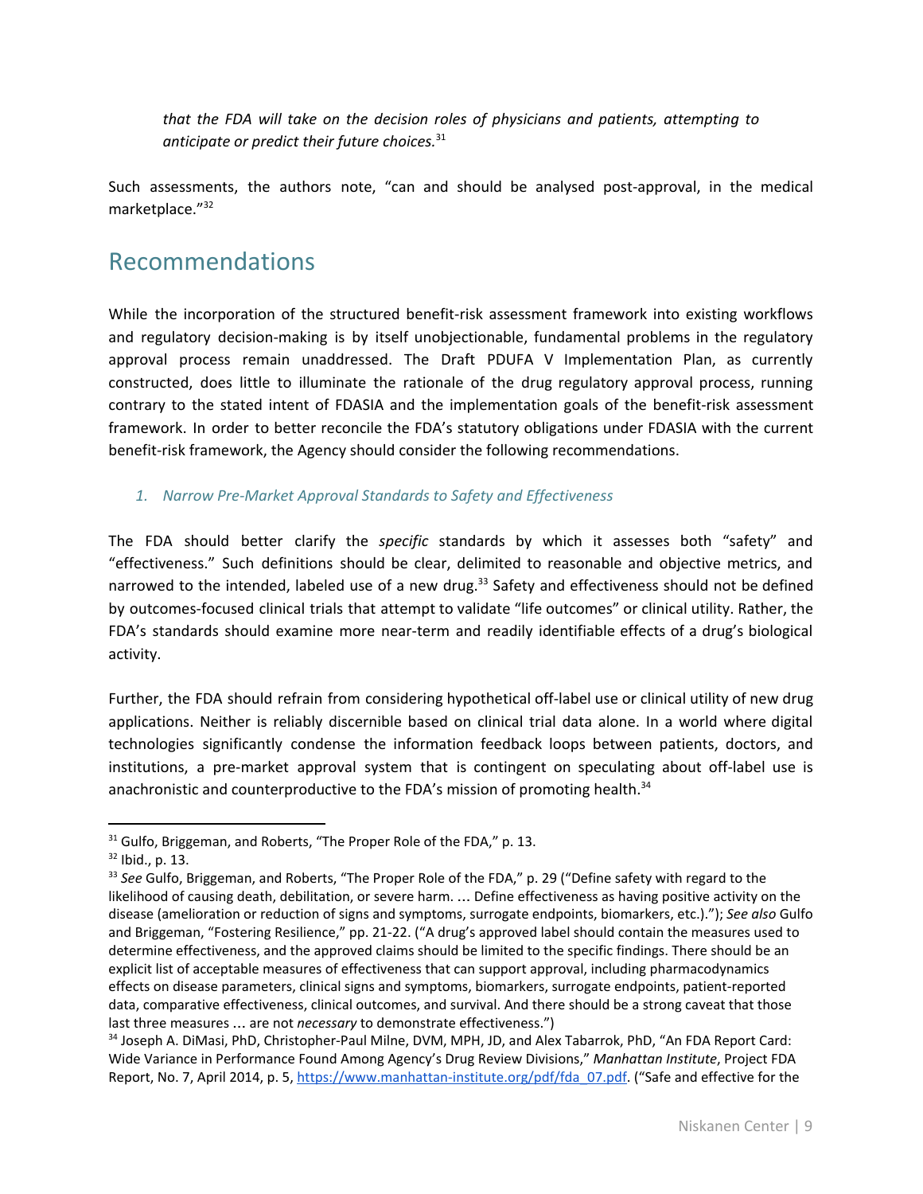*that the FDA will take on the decision roles of physicians and patients, attempting to anticipate or predict their future choices.*[31]

Such assessments, the authors note, "can and should be analysed post-approval, in the medical marketplace."[32]

## Recommendations

While the incorporation of the structured benefit-risk assessment framework into existing workflows and regulatory decision-making is by itself unobjectionable, fundamental problems in the regulatory approval process remain unaddressed. The Draft PDUFA V Implementation Plan, as currently constructed, does little to illuminate the rationale of the drug regulatory approval process, running contrary to the stated intent of FDASIA and the implementation goals of the benefit-risk assessment framework. In order to better reconcile the FDA's statutory obligations under FDASIA with the current benefit-risk framework, the Agency should consider the following recommendations.

### *1. Narrow Pre-Market Approval Standards to Safety and Effectiveness*

The FDA should better clarify the *specific* standards by which it assesses both "safety" and "effectiveness." Such definitions should be clear, delimited to reasonable and objective metrics, and narrowed to the intended, labeled use of a new drug.[33] Safety and effectiveness should not be defined by outcomes-focused clinical trials that attempt to validate "life outcomes" or clinical utility. Rather, the FDA's standards should examine more near-term and readily identifiable effects of a drug's biological activity.

Further, the FDA should refrain from considering hypothetical off-label use or clinical utility of new drug applications. Neither is reliably discernible based on clinical trial data alone. In a world where digital technologies significantly condense the information feedback loops between patients, doctors, and institutions, a pre-market approval system that is contingent on speculating about off-label use is anachronistic and counterproductive to the FDA's mission of promoting health.[34]

---

[31] Gulfo, Briggeman, and Roberts, "The Proper Role of the FDA," p. 13.

[32] Ibid., p. 13.

[33] *See* Gulfo, Briggeman, and Roberts, "The Proper Role of the FDA," p. 29 ("Define safety with regard to the likelihood of causing death, debilitation, or severe harm. … Define effectiveness as having positive activity on the disease (amelioration or reduction of signs and symptoms, surrogate endpoints, biomarkers, etc.)."); *See also* Gulfo and Briggeman, "Fostering Resilience," pp. 21-22. ("A drug's approved label should contain the measures used to determine effectiveness, and the approved claims should be limited to the specific findings. There should be an explicit list of acceptable measures of effectiveness that can support approval, including pharmacodynamics effects on disease parameters, clinical signs and symptoms, biomarkers, surrogate endpoints, patient-reported data, comparative effectiveness, clinical outcomes, and survival. And there should be a strong caveat that those last three measures … are not *necessary* to demonstrate effectiveness.")

[34] Joseph A. DiMasi, PhD, Christopher-Paul Milne, DVM, MPH, JD, and Alex Tabarrok, PhD, "An FDA Report Card: Wide Variance in Performance Found Among Agency's Drug Review Divisions," *Manhattan Institute*, Project FDA Report, No. 7, April 2014, p. 5, https://www.manhattan-institute.org/pdf/fda_07.pdf. ("Safe and effective for the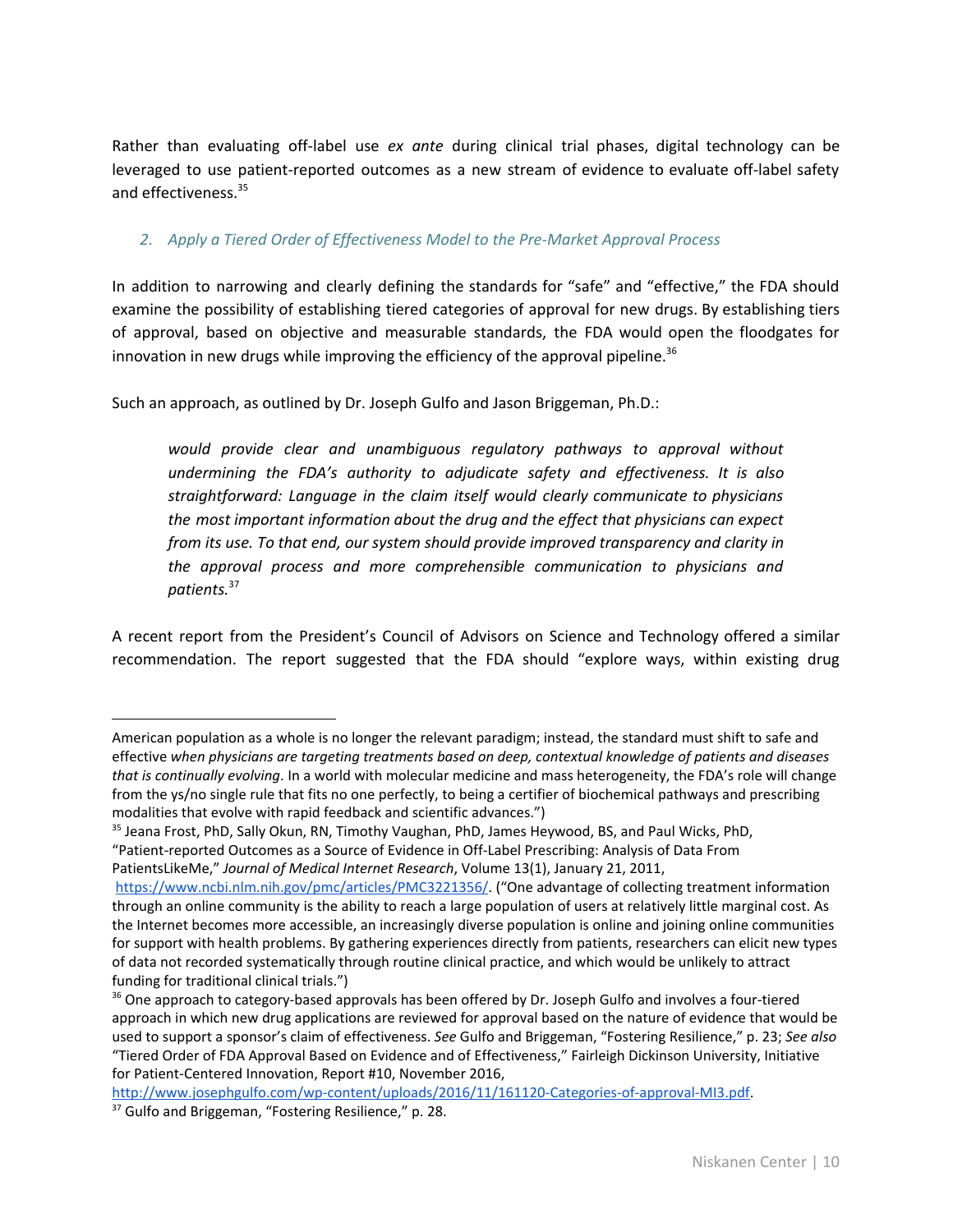Rather than evaluating off-label use *ex ante* during clinical trial phases, digital technology can be leveraged to use patient-reported outcomes as a new stream of evidence to evaluate off-label safety and effectiveness.[35]

### *2. Apply a Tiered Order of Effectiveness Model to the Pre-Market Approval Process*

In addition to narrowing and clearly defining the standards for "safe" and "effective," the FDA should examine the possibility of establishing tiered categories of approval for new drugs. By establishing tiers of approval, based on objective and measurable standards, the FDA would open the floodgates for innovation in new drugs while improving the efficiency of the approval pipeline.[36]

Such an approach, as outlined by Dr. Joseph Gulfo and Jason Briggeman, Ph.D.:

> *would provide clear and unambiguous regulatory pathways to approval without undermining the FDA's authority to adjudicate safety and effectiveness. It is also straightforward: Language in the claim itself would clearly communicate to physicians the most important information about the drug and the effect that physicians can expect from its use. To that end, our system should provide improved transparency and clarity in the approval process and more comprehensible communication to physicians and patients.*[37]

A recent report from the President's Council of Advisors on Science and Technology offered a similar recommendation. The report suggested that the FDA should "explore ways, within existing drug

---

American population as a whole is no longer the relevant paradigm; instead, the standard must shift to safe and effective *when physicians are targeting treatments based on deep, contextual knowledge of patients and diseases that is continually evolving*. In a world with molecular medicine and mass heterogeneity, the FDA's role will change from the ys/no single rule that fits no one perfectly, to being a certifier of biochemical pathways and prescribing modalities that evolve with rapid feedback and scientific advances.")

[35] Jeana Frost, PhD, Sally Okun, RN, Timothy Vaughan, PhD, James Heywood, BS, and Paul Wicks, PhD, "Patient-reported Outcomes as a Source of Evidence in Off-Label Prescribing: Analysis of Data From PatientsLikeMe," *Journal of Medical Internet Research*, Volume 13(1), January 21, 2011, https://www.ncbi.nlm.nih.gov/pmc/articles/PMC3221356/. ("One advantage of collecting treatment information through an online community is the ability to reach a large population of users at relatively little marginal cost. As the Internet becomes more accessible, an increasingly diverse population is online and joining online communities for support with health problems. By gathering experiences directly from patients, researchers can elicit new types of data not recorded systematically through routine clinical practice, and which would be unlikely to attract funding for traditional clinical trials.")

[36] One approach to category-based approvals has been offered by Dr. Joseph Gulfo and involves a four-tiered approach in which new drug applications are reviewed for approval based on the nature of evidence that would be used to support a sponsor's claim of effectiveness. *See* Gulfo and Briggeman, "Fostering Resilience," p. 23; *See also* "Tiered Order of FDA Approval Based on Evidence and of Effectiveness," Fairleigh Dickinson University, Initiative for Patient-Centered Innovation, Report #10, November 2016, http://www.josephgulfo.com/wp-content/uploads/2016/11/161120-Categories-of-approval-MI3.pdf.

[37] Gulfo and Briggeman, "Fostering Resilience," p. 28.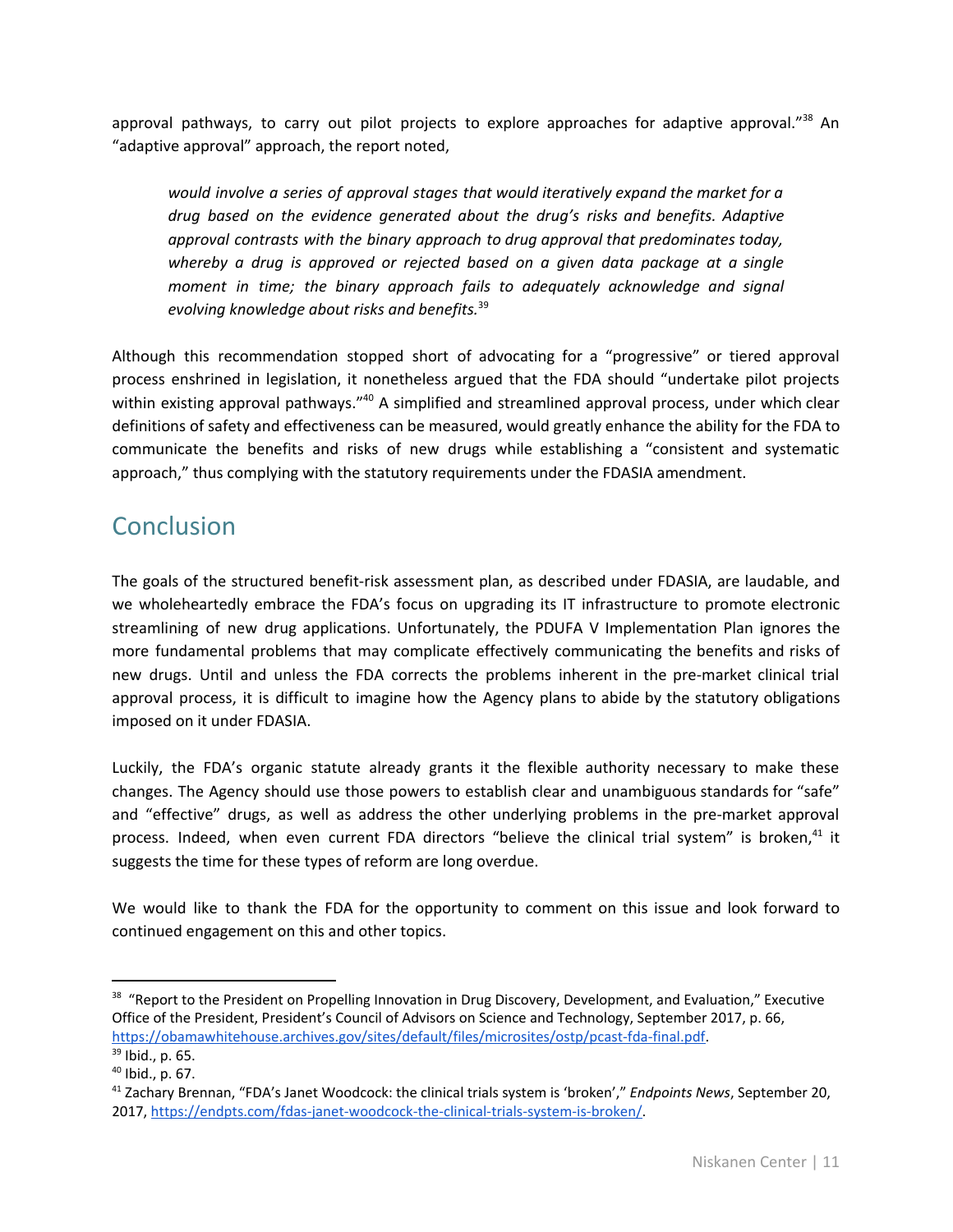approval pathways, to carry out pilot projects to explore approaches for adaptive approval."[38] An "adaptive approval" approach, the report noted,

> *would involve a series of approval stages that would iteratively expand the market for a drug based on the evidence generated about the drug's risks and benefits. Adaptive approval contrasts with the binary approach to drug approval that predominates today, whereby a drug is approved or rejected based on a given data package at a single moment in time; the binary approach fails to adequately acknowledge and signal evolving knowledge about risks and benefits.*[39]

Although this recommendation stopped short of advocating for a "progressive" or tiered approval process enshrined in legislation, it nonetheless argued that the FDA should "undertake pilot projects within existing approval pathways."[40] A simplified and streamlined approval process, under which clear definitions of safety and effectiveness can be measured, would greatly enhance the ability for the FDA to communicate the benefits and risks of new drugs while establishing a "consistent and systematic approach," thus complying with the statutory requirements under the FDASIA amendment.

## Conclusion

The goals of the structured benefit-risk assessment plan, as described under FDASIA, are laudable, and we wholeheartedly embrace the FDA's focus on upgrading its IT infrastructure to promote electronic streamlining of new drug applications. Unfortunately, the PDUFA V Implementation Plan ignores the more fundamental problems that may complicate effectively communicating the benefits and risks of new drugs. Until and unless the FDA corrects the problems inherent in the pre-market clinical trial approval process, it is difficult to imagine how the Agency plans to abide by the statutory obligations imposed on it under FDASIA.

Luckily, the FDA's organic statute already grants it the flexible authority necessary to make these changes. The Agency should use those powers to establish clear and unambiguous standards for "safe" and "effective" drugs, as well as address the other underlying problems in the pre-market approval process. Indeed, when even current FDA directors "believe the clinical trial system" is broken,[41] it suggests the time for these types of reform are long overdue.

We would like to thank the FDA for the opportunity to comment on this issue and look forward to continued engagement on this and other topics.

---

[38] "Report to the President on Propelling Innovation in Drug Discovery, Development, and Evaluation," Executive Office of the President, President's Council of Advisors on Science and Technology, September 2017, p. 66, https://obamawhitehouse.archives.gov/sites/default/files/microsites/ostp/pcast-fda-final.pdf.

[39] Ibid., p. 65.

[40] Ibid., p. 67.

[41] Zachary Brennan, "FDA's Janet Woodcock: the clinical trials system is 'broken'," *Endpoints News*, September 20, 2017, https://endpts.com/fdas-janet-woodcock-the-clinical-trials-system-is-broken/.